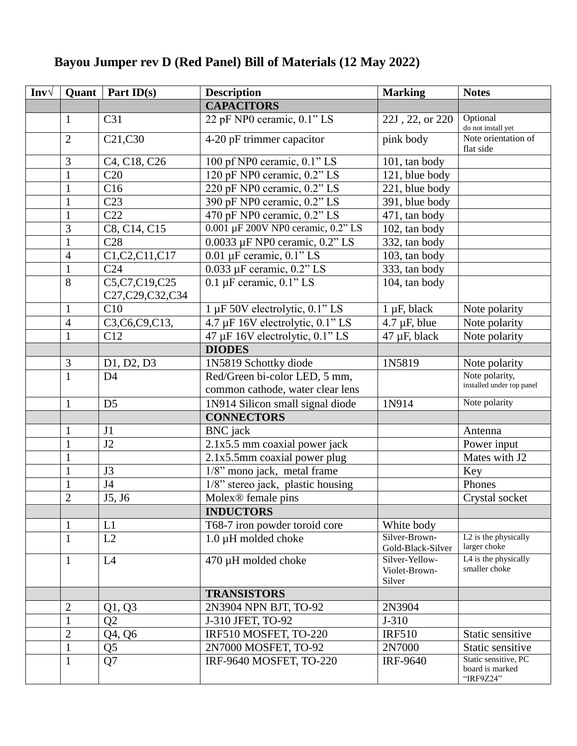# Bayou Jumper rev D (Red Panel) Bill of Materials (12 May 2022)

| Inv√ | Quant | Part ID(s) | Description | Marking | Notes |
|---|---|---|---|---|---|
| | | | **CAPACITORS** | | |
| | 1 | C31 | 22 pF NP0 ceramic, 0.1" LS | 22J , 22, or 220 | Optional do not install yet |
| | 2 | C21,C30 | 4-20 pF trimmer capacitor | pink body | Note orientation of flat side |
| | 3 | C4, C18, C26 | 100 pf NP0 ceramic, 0.1" LS | 101, tan body | |
| | 1 | C20 | 120 pF NP0 ceramic, 0.2" LS | 121, blue body | |
| | 1 | C16 | 220 pF NP0 ceramic, 0.2" LS | 221, blue body | |
| | 1 | C23 | 390 pF NP0 ceramic, 0.2" LS | 391, blue body | |
| | 1 | C22 | 470 pF NP0 ceramic, 0.2" LS | 471, tan body | |
| | 3 | C8, C14, C15 | 0.001 µF 200V NP0 ceramic, 0.2" LS | 102, tan body | |
| | 1 | C28 | 0.0033 µF NP0 ceramic, 0.2" LS | 332, tan body | |
| | 4 | C1,C2,C11,C17 | 0.01 µF ceramic, 0.1" LS | 103, tan body | |
| | 1 | C24 | 0.033 µF ceramic, 0.2" LS | 333, tan body | |
| | 8 | C5,C7,C19,C25 C27,C29,C32,C34 | 0.1 µF ceramic, 0.1" LS | 104, tan body | |
| | 1 | C10 | 1 µF 50V electrolytic, 0.1" LS | 1 µF, black | Note polarity |
| | 4 | C3,C6,C9,C13, | 4.7 µF 16V electrolytic, 0.1" LS | 4.7 µF, blue | Note polarity |
| | 1 | C12 | 47 µF 16V electrolytic, 0.1" LS | 47 µF, black | Note polarity |
| | | | **DIODES** | | |
| | 3 | D1, D2, D3 | 1N5819 Schottky diode | 1N5819 | Note polarity |
| | 1 | D4 | Red/Green bi-color LED, 5 mm, common cathode, water clear lens | | Note polarity, installed under top panel |
| | 1 | D5 | 1N914 Silicon small signal diode | 1N914 | Note polarity |
| | | | **CONNECTORS** | | |
| | 1 | J1 | BNC jack | | Antenna |
| | 1 | J2 | 2.1x5.5 mm coaxial power jack | | Power input |
| | 1 | | 2.1x5.5mm coaxial power plug | | Mates with J2 |
| | 1 | J3 | 1/8" mono jack, metal frame | | Key |
| | 1 | J4 | 1/8" stereo jack, plastic housing | | Phones |
| | 2 | J5, J6 | Molex® female pins | | Crystal socket |
| | | | **INDUCTORS** | | |
| | 1 | L1 | T68-7 iron powder toroid core | White body | |
| | 1 | L2 | 1.0 µH molded choke | Silver-Brown-Gold-Black-Silver | L2 is the physically larger choke |
| | 1 | L4 | 470 µH molded choke | Silver-Yellow-Violet-Brown-Silver | L4 is the physically smaller choke |
| | | | **TRANSISTORS** | | |
| | 2 | Q1, Q3 | 2N3904 NPN BJT, TO-92 | 2N3904 | |
| | 1 | Q2 | J-310 JFET, TO-92 | J-310 | |
| | 2 | Q4, Q6 | IRF510 MOSFET, TO-220 | IRF510 | Static sensitive |
| | 1 | Q5 | 2N7000 MOSFET, TO-92 | 2N7000 | Static sensitive |
| | 1 | Q7 | IRF-9640 MOSFET, TO-220 | IRF-9640 | Static sensitive, PC board is marked "IRF9Z24" |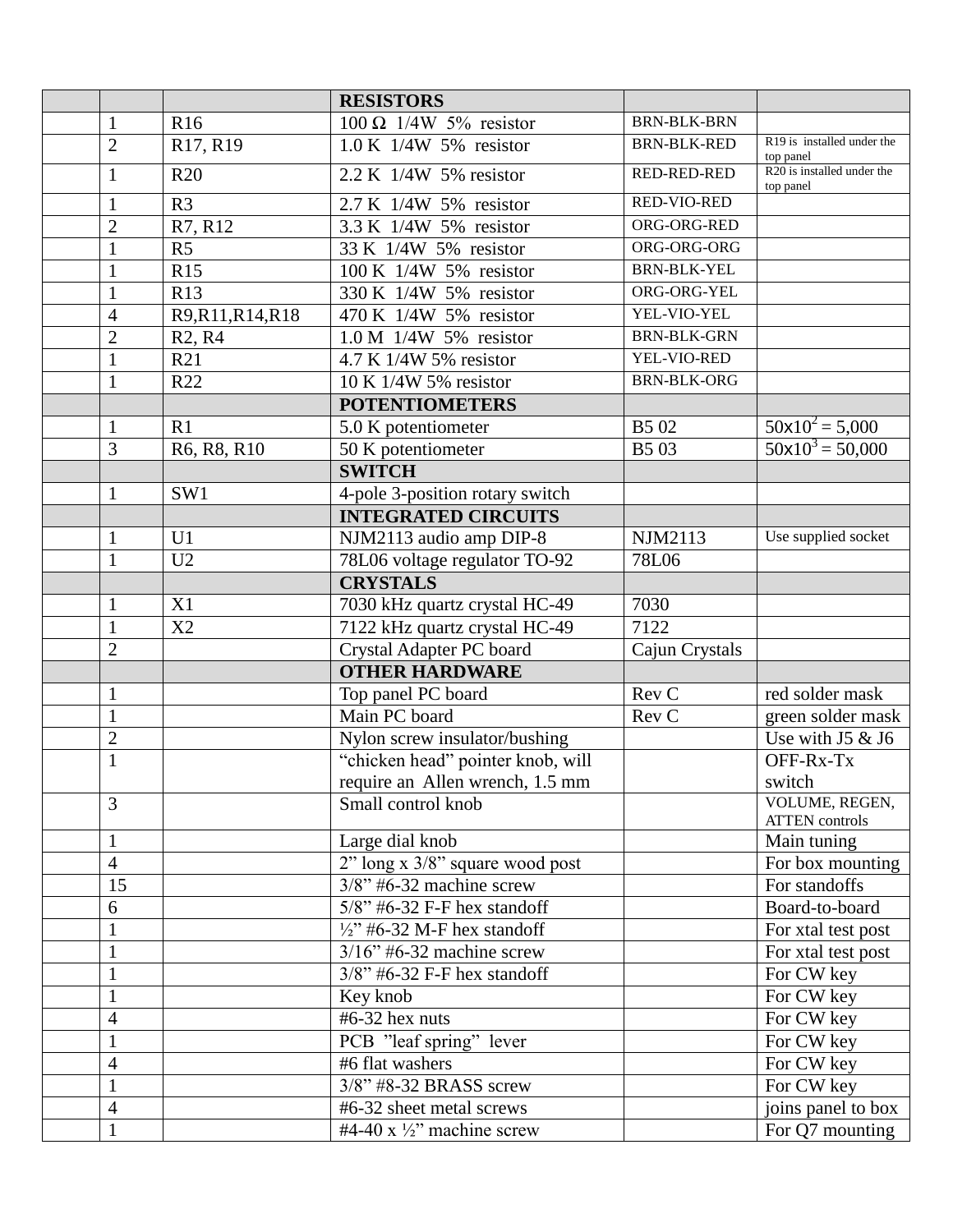| | | | | | |
|---|---|---|---|---|---|
| | | | **RESISTORS** | | |
| | 1 | R16 | 100 Ω 1/4W 5% resistor | BRN-BLK-BRN | |
| | 2 | R17, R19 | 1.0 K 1/4W 5% resistor | BRN-BLK-RED | R19 is installed under the top panel |
| | 1 | R20 | 2.2 K 1/4W 5% resistor | RED-RED-RED | R20 is installed under the top panel |
| | 1 | R3 | 2.7 K 1/4W 5% resistor | RED-VIO-RED | |
| | 2 | R7, R12 | 3.3 K 1/4W 5% resistor | ORG-ORG-RED | |
| | 1 | R5 | 33 K 1/4W 5% resistor | ORG-ORG-ORG | |
| | 1 | R15 | 100 K 1/4W 5% resistor | BRN-BLK-YEL | |
| | 1 | R13 | 330 K 1/4W 5% resistor | ORG-ORG-YEL | |
| | 4 | R9,R11,R14,R18 | 470 K 1/4W 5% resistor | YEL-VIO-YEL | |
| | 2 | R2, R4 | 1.0 M 1/4W 5% resistor | BRN-BLK-GRN | |
| | 1 | R21 | 4.7 K 1/4W 5% resistor | YEL-VIO-RED | |
| | 1 | R22 | 10 K 1/4W 5% resistor | BRN-BLK-ORG | |
| | | | **POTENTIOMETERS** | | |
| | 1 | R1 | 5.0 K potentiometer | B5 02 | $50 \times 10^2 = 5{,}000$ |
| | 3 | R6, R8, R10 | 50 K potentiometer | B5 03 | $50 \times 10^3 = 50{,}000$ |
| | | | **SWITCH** | | |
| | 1 | SW1 | 4-pole 3-position rotary switch | | |
| | | | **INTEGRATED CIRCUITS** | | |
| | 1 | U1 | NJM2113 audio amp DIP-8 | NJM2113 | Use supplied socket |
| | 1 | U2 | 78L06 voltage regulator TO-92 | 78L06 | |
| | | | **CRYSTALS** | | |
| | 1 | X1 | 7030 kHz quartz crystal HC-49 | 7030 | |
| | 1 | X2 | 7122 kHz quartz crystal HC-49 | 7122 | |
| | 2 | | Crystal Adapter PC board | Cajun Crystals | |
| | | | **OTHER HARDWARE** | | |
| | 1 | | Top panel PC board | Rev C | red solder mask |
| | 1 | | Main PC board | Rev C | green solder mask |
| | 2 | | Nylon screw insulator/bushing | | Use with J5 & J6 |
| | 1 | | "chicken head" pointer knob, will require an Allen wrench, 1.5 mm | | OFF-Rx-Tx switch |
| | 3 | | Small control knob | | VOLUME, REGEN, ATTEN controls |
| | 1 | | Large dial knob | | Main tuning |
| | 4 | | 2" long x 3/8" square wood post | | For box mounting |
| | 15 | | 3/8" #6-32 machine screw | | For standoffs |
| | 6 | | 5/8" #6-32 F-F hex standoff | | Board-to-board |
| | 1 | | ½" #6-32 M-F hex standoff | | For xtal test post |
| | 1 | | 3/16" #6-32 machine screw | | For xtal test post |
| | 1 | | 3/8" #6-32 F-F hex standoff | | For CW key |
| | 1 | | Key knob | | For CW key |
| | 4 | | #6-32 hex nuts | | For CW key |
| | 1 | | PCB "leaf spring" lever | | For CW key |
| | 4 | | #6 flat washers | | For CW key |
| | 1 | | 3/8" #8-32 BRASS screw | | For CW key |
| | 4 | | #6-32 sheet metal screws | | joins panel to box |
| | 1 | | #4-40 x ½" machine screw | | For Q7 mounting |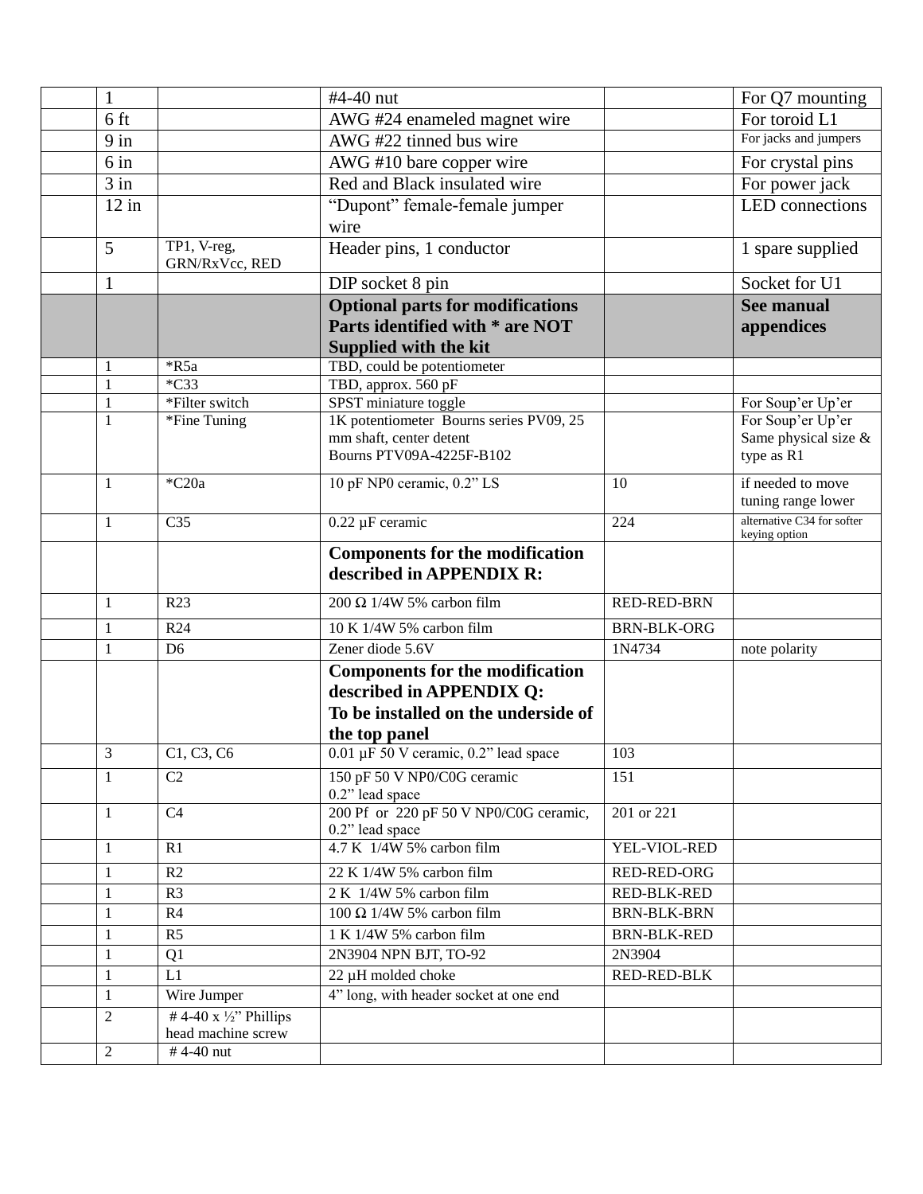| | | | | | |
|---|---|---|---|---|---|
| | 1 | | #4-40 nut | | For Q7 mounting |
| | 6 ft | | AWG #24 enameled magnet wire | | For toroid L1 |
| | 9 in | | AWG #22 tinned bus wire | | For jacks and jumpers |
| | 6 in | | AWG #10 bare copper wire | | For crystal pins |
| | 3 in | | Red and Black insulated wire | | For power jack |
| | 12 in | | "Dupont" female-female jumper wire | | LED connections |
| | 5 | TP1, V-reg, GRN/RxVcc, RED | Header pins, 1 conductor | | 1 spare supplied |
| | 1 | | DIP socket 8 pin | | Socket for U1 |
| | | | **Optional parts for modifications Parts identified with * are NOT Supplied with the kit** | | **See manual appendices** |
| | 1 | *R5a | TBD, could be potentiometer | | |
| | 1 | *C33 | TBD, approx. 560 pF | | |
| | 1 | *Filter switch | SPST miniature toggle | | For Soup'er Up'er |
| | 1 | *Fine Tuning | 1K potentiometer Bourns series PV09, 25 mm shaft, center detent Bourns PTV09A-4225F-B102 | | For Soup'er Up'er Same physical size & type as R1 |
| | 1 | *C20a | 10 pF NP0 ceramic, 0.2" LS | 10 | if needed to move tuning range lower |
| | 1 | C35 | 0.22 µF ceramic | 224 | alternative C34 for softer keying option |
| | | | **Components for the modification described in APPENDIX R:** | | |
| | 1 | R23 | 200 Ω 1/4W 5% carbon film | RED-RED-BRN | |
| | 1 | R24 | 10 K 1/4W 5% carbon film | BRN-BLK-ORG | |
| | 1 | D6 | Zener diode 5.6V | 1N4734 | note polarity |
| | | | **Components for the modification described in APPENDIX Q: To be installed on the underside of the top panel** | | |
| | 3 | C1, C3, C6 | 0.01 µF 50 V ceramic, 0.2" lead space | 103 | |
| | 1 | C2 | 150 pF 50 V NP0/C0G ceramic 0.2" lead space | 151 | |
| | 1 | C4 | 200 Pf or 220 pF 50 V NP0/C0G ceramic, 0.2" lead space | 201 or 221 | |
| | 1 | R1 | 4.7 K 1/4W 5% carbon film | YEL-VIOL-RED | |
| | 1 | R2 | 22 K 1/4W 5% carbon film | RED-RED-ORG | |
| | 1 | R3 | 2 K 1/4W 5% carbon film | RED-BLK-RED | |
| | 1 | R4 | 100 Ω 1/4W 5% carbon film | BRN-BLK-BRN | |
| | 1 | R5 | 1 K 1/4W 5% carbon film | BRN-BLK-RED | |
| | 1 | Q1 | 2N3904 NPN BJT, TO-92 | 2N3904 | |
| | 1 | L1 | 22 µH molded choke | RED-RED-BLK | |
| | 1 | Wire Jumper | 4" long, with header socket at one end | | |
| | 2 | # 4-40 x ½" Phillips head machine screw | | | |
| | 2 | # 4-40 nut | | | |